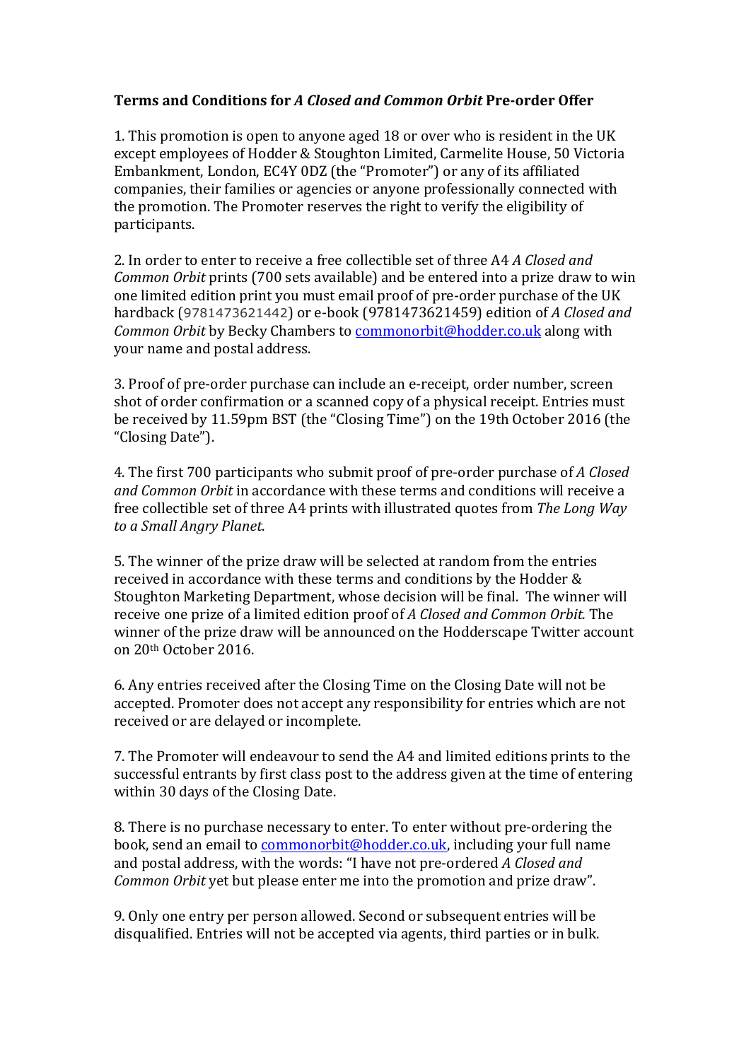**Terms and Conditions for *A Closed and Common Orbit* Pre-order Offer**

1. This promotion is open to anyone aged 18 or over who is resident in the UK except employees of Hodder & Stoughton Limited, Carmelite House, 50 Victoria Embankment, London, EC4Y 0DZ (the "Promoter") or any of its affiliated companies, their families or agencies or anyone professionally connected with the promotion. The Promoter reserves the right to verify the eligibility of participants.

2. In order to enter to receive a free collectible set of three A4 *A Closed and Common Orbit* prints (700 sets available) and be entered into a prize draw to win one limited edition print you must email proof of pre-order purchase of the UK hardback (9781473621442) or e-book (9781473621459) edition of *A Closed and Common Orbit* by Becky Chambers to [commonorbit@hodder.co.uk](mailto:commonorbit@hodder.co.uk) along with your name and postal address.

3. Proof of pre-order purchase can include an e-receipt, order number, screen shot of order confirmation or a scanned copy of a physical receipt. Entries must be received by 11.59pm BST (the "Closing Time") on the 19th October 2016 (the "Closing Date").

4. The first 700 participants who submit proof of pre-order purchase of *A Closed and Common Orbit* in accordance with these terms and conditions will receive a free collectible set of three A4 prints with illustrated quotes from *The Long Way to a Small Angry Planet.*

5. The winner of the prize draw will be selected at random from the entries received in accordance with these terms and conditions by the Hodder & Stoughton Marketing Department, whose decision will be final. The winner will receive one prize of a limited edition proof of *A Closed and Common Orbit.* The winner of the prize draw will be announced on the Hodderscape Twitter account on 20th October 2016.

6. Any entries received after the Closing Time on the Closing Date will not be accepted. Promoter does not accept any responsibility for entries which are not received or are delayed or incomplete.

7. The Promoter will endeavour to send the A4 and limited editions prints to the successful entrants by first class post to the address given at the time of entering within 30 days of the Closing Date.

8. There is no purchase necessary to enter. To enter without pre-ordering the book, send an email to [commonorbit@hodder.co.uk](mailto:commonorbit@hodder.co.uk), including your full name and postal address, with the words: "I have not pre-ordered *A Closed and Common Orbit* yet but please enter me into the promotion and prize draw".

9. Only one entry per person allowed. Second or subsequent entries will be disqualified. Entries will not be accepted via agents, third parties or in bulk.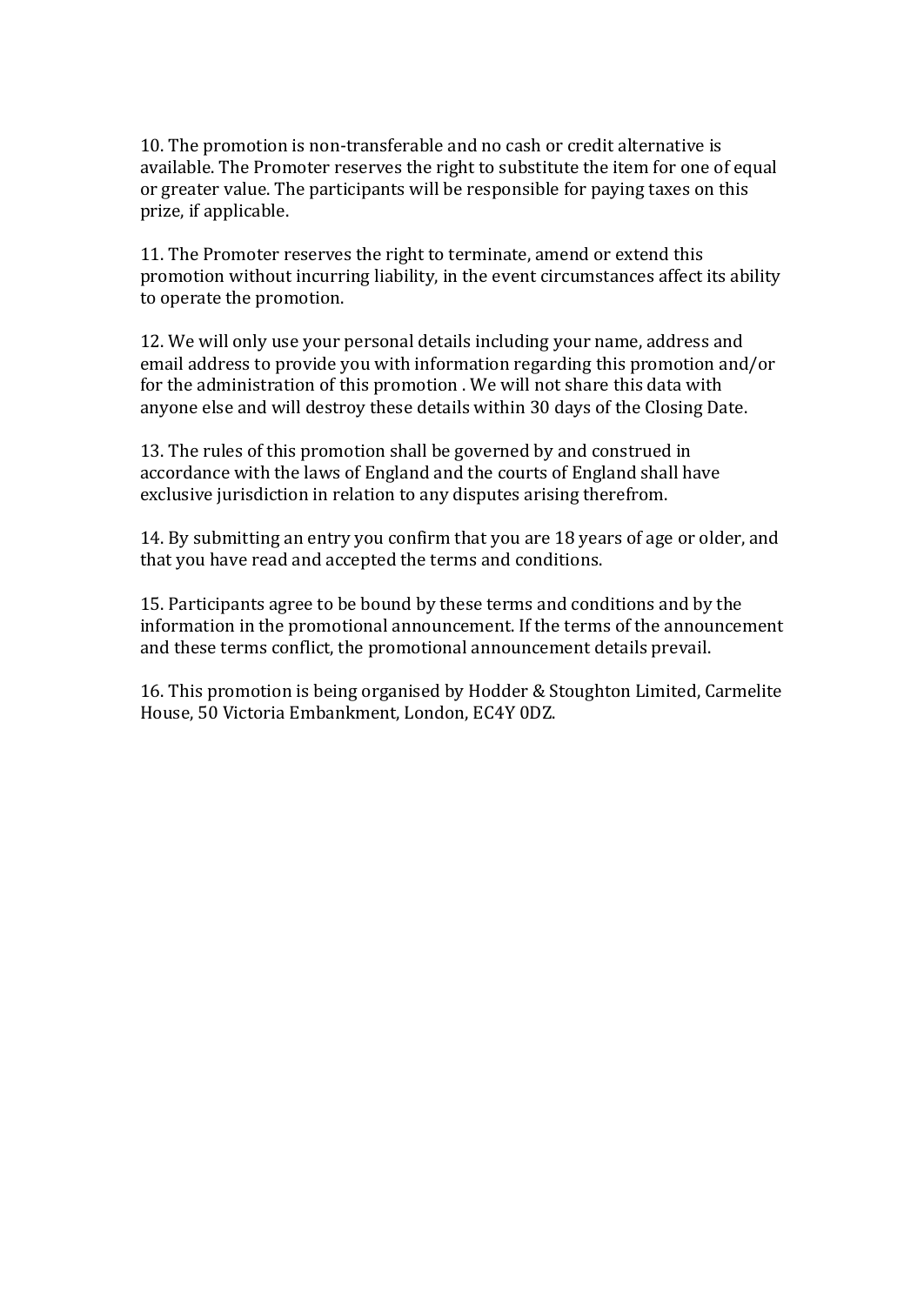10. The promotion is non-transferable and no cash or credit alternative is available. The Promoter reserves the right to substitute the item for one of equal or greater value. The participants will be responsible for paying taxes on this prize, if applicable.

11. The Promoter reserves the right to terminate, amend or extend this promotion without incurring liability, in the event circumstances affect its ability to operate the promotion.

12. We will only use your personal details including your name, address and email address to provide you with information regarding this promotion and/or for the administration of this promotion . We will not share this data with anyone else and will destroy these details within 30 days of the Closing Date.

13. The rules of this promotion shall be governed by and construed in accordance with the laws of England and the courts of England shall have exclusive jurisdiction in relation to any disputes arising therefrom.

14. By submitting an entry you confirm that you are 18 years of age or older, and that you have read and accepted the terms and conditions.

15. Participants agree to be bound by these terms and conditions and by the information in the promotional announcement. If the terms of the announcement and these terms conflict, the promotional announcement details prevail.

16. This promotion is being organised by Hodder & Stoughton Limited, Carmelite House, 50 Victoria Embankment, London, EC4Y 0DZ.